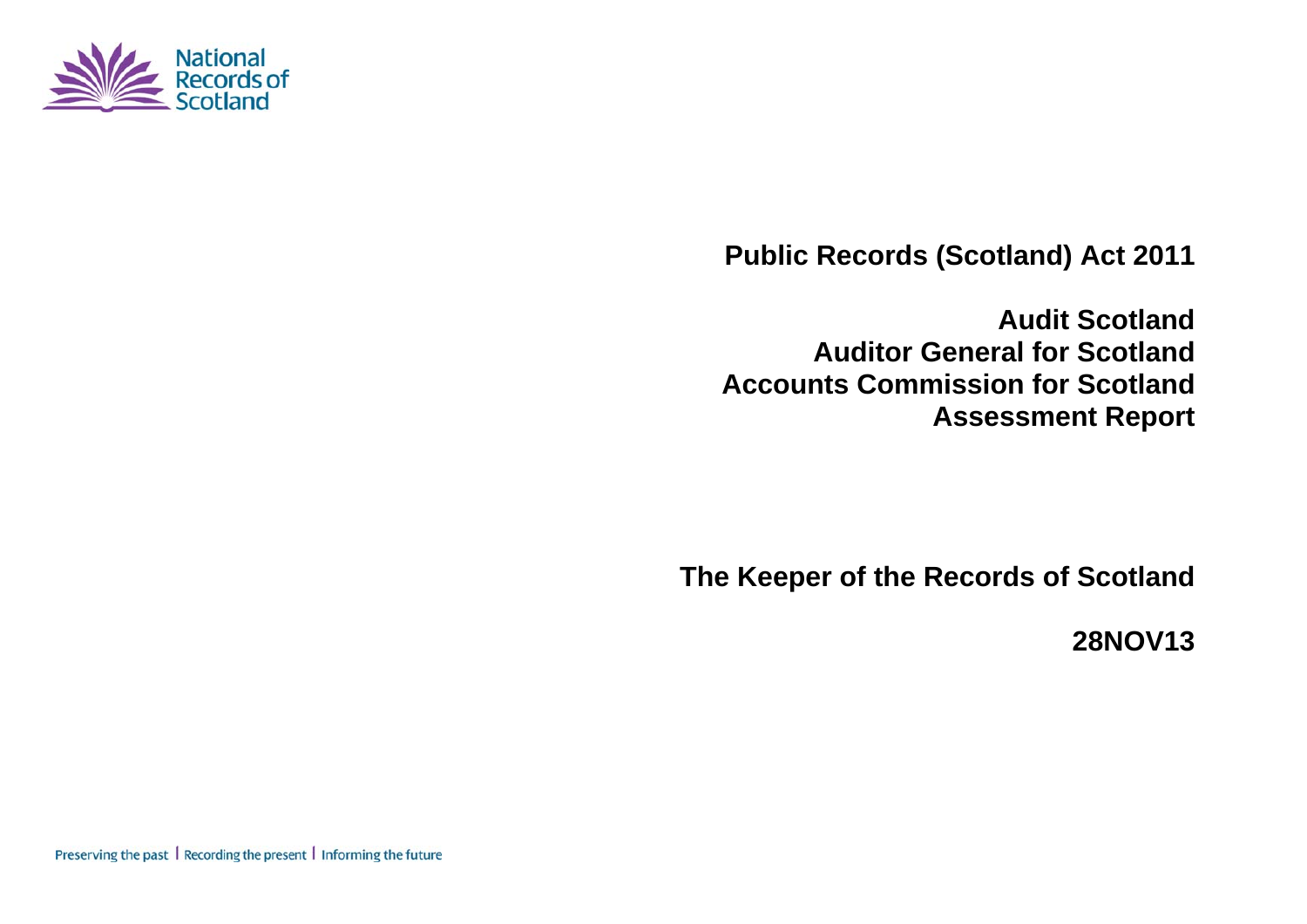National Records of Scotland

# Public Records (Scotland) Act 2011

## Audit Scotland
## Auditor General for Scotland
## Accounts Commission for Scotland
## Assessment Report

**The Keeper of the Records of Scotland**

**28NOV13**

Preserving the past | Recording the present | Informing the future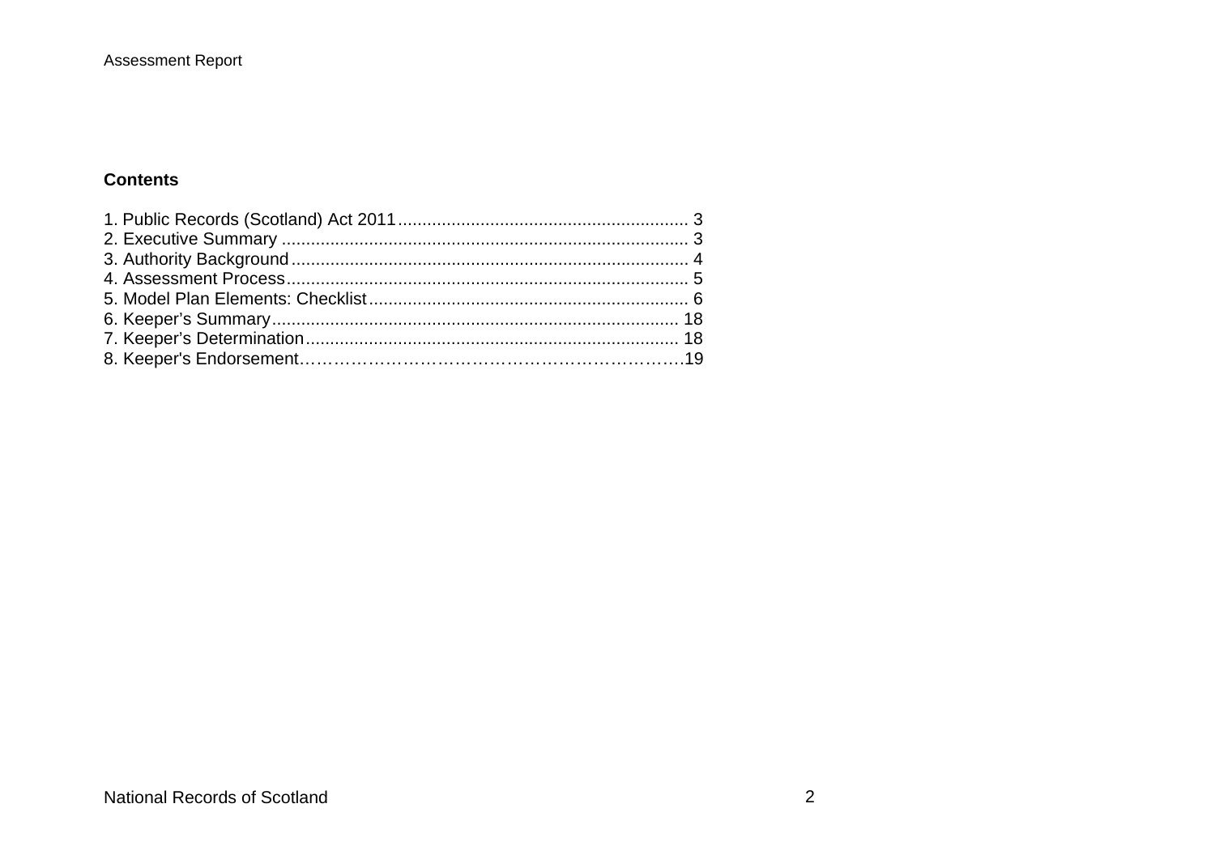## Contents

1. Public Records (Scotland) Act 2011 ........................................................... 3
2. Executive Summary .................................................................................. 3
3. Authority Background ................................................................................ 4
4. Assessment Process .................................................................................. 5
5. Model Plan Elements: Checklist ................................................................. 6
6. Keeper's Summary .................................................................................. 18
7. Keeper's Determination ........................................................................... 18
8. Keeper's Endorsement…………………………………………………………….19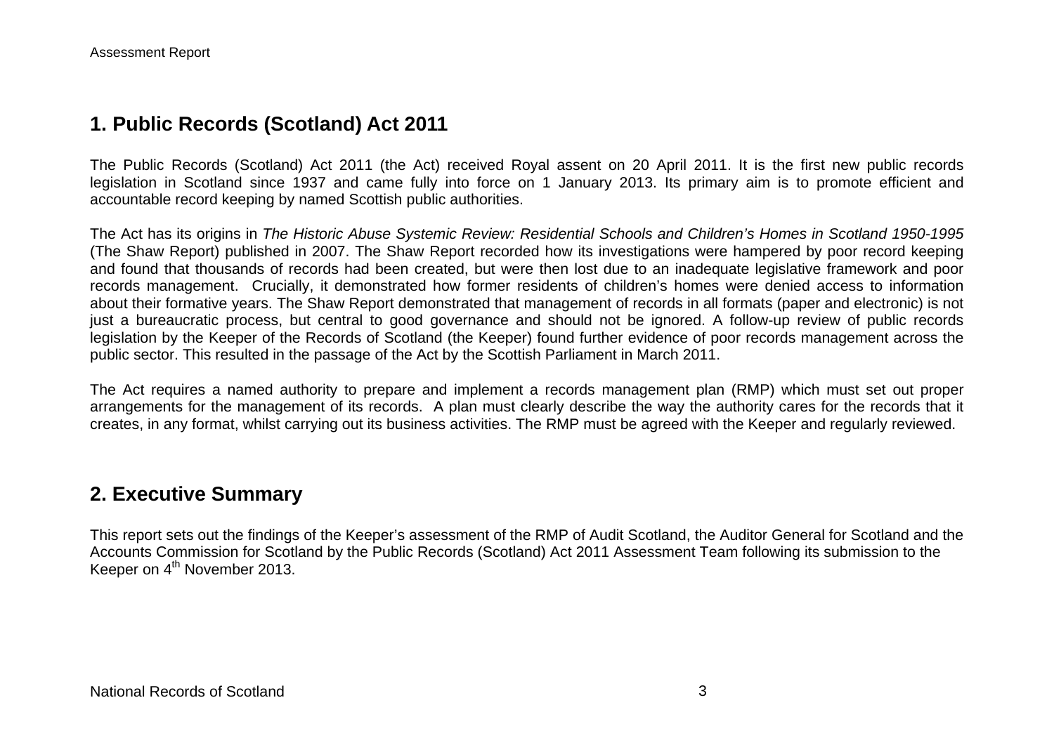## 1. Public Records (Scotland) Act 2011

The Public Records (Scotland) Act 2011 (the Act) received Royal assent on 20 April 2011. It is the first new public records legislation in Scotland since 1937 and came fully into force on 1 January 2013. Its primary aim is to promote efficient and accountable record keeping by named Scottish public authorities.

The Act has its origins in *The Historic Abuse Systemic Review: Residential Schools and Children's Homes in Scotland 1950-1995* (The Shaw Report) published in 2007. The Shaw Report recorded how its investigations were hampered by poor record keeping and found that thousands of records had been created, but were then lost due to an inadequate legislative framework and poor records management. Crucially, it demonstrated how former residents of children's homes were denied access to information about their formative years. The Shaw Report demonstrated that management of records in all formats (paper and electronic) is not just a bureaucratic process, but central to good governance and should not be ignored. A follow-up review of public records legislation by the Keeper of the Records of Scotland (the Keeper) found further evidence of poor records management across the public sector. This resulted in the passage of the Act by the Scottish Parliament in March 2011.

The Act requires a named authority to prepare and implement a records management plan (RMP) which must set out proper arrangements for the management of its records. A plan must clearly describe the way the authority cares for the records that it creates, in any format, whilst carrying out its business activities. The RMP must be agreed with the Keeper and regularly reviewed.

## 2. Executive Summary

This report sets out the findings of the Keeper's assessment of the RMP of Audit Scotland, the Auditor General for Scotland and the Accounts Commission for Scotland by the Public Records (Scotland) Act 2011 Assessment Team following its submission to the Keeper on 4th November 2013.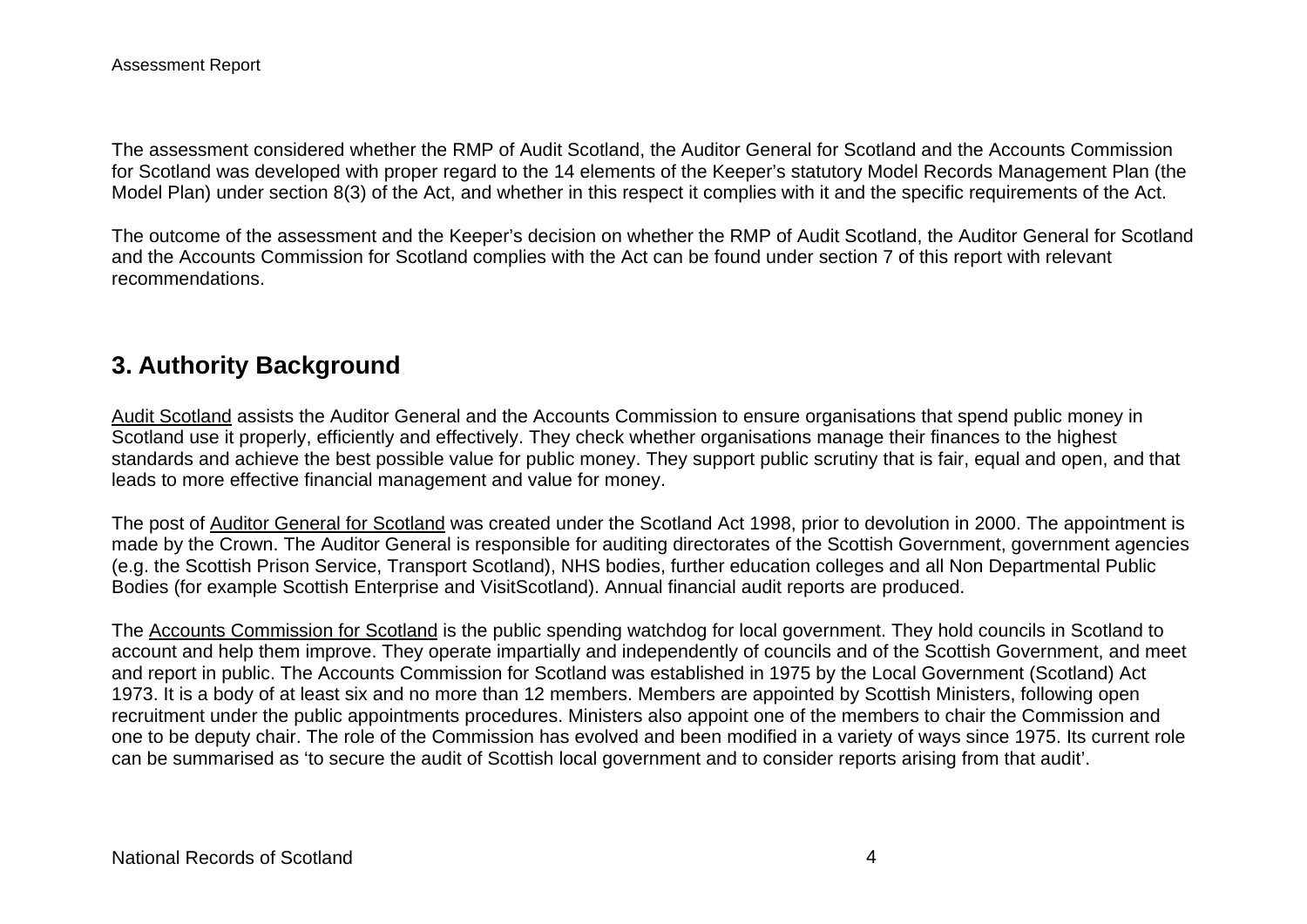The assessment considered whether the RMP of Audit Scotland, the Auditor General for Scotland and the Accounts Commission for Scotland was developed with proper regard to the 14 elements of the Keeper's statutory Model Records Management Plan (the Model Plan) under section 8(3) of the Act, and whether in this respect it complies with it and the specific requirements of the Act.

The outcome of the assessment and the Keeper's decision on whether the RMP of Audit Scotland, the Auditor General for Scotland and the Accounts Commission for Scotland complies with the Act can be found under section 7 of this report with relevant recommendations.

## 3. Authority Background

Audit Scotland assists the Auditor General and the Accounts Commission to ensure organisations that spend public money in Scotland use it properly, efficiently and effectively. They check whether organisations manage their finances to the highest standards and achieve the best possible value for public money. They support public scrutiny that is fair, equal and open, and that leads to more effective financial management and value for money.

The post of Auditor General for Scotland was created under the Scotland Act 1998, prior to devolution in 2000. The appointment is made by the Crown. The Auditor General is responsible for auditing directorates of the Scottish Government, government agencies (e.g. the Scottish Prison Service, Transport Scotland), NHS bodies, further education colleges and all Non Departmental Public Bodies (for example Scottish Enterprise and VisitScotland). Annual financial audit reports are produced.

The Accounts Commission for Scotland is the public spending watchdog for local government. They hold councils in Scotland to account and help them improve. They operate impartially and independently of councils and of the Scottish Government, and meet and report in public. The Accounts Commission for Scotland was established in 1975 by the Local Government (Scotland) Act 1973. It is a body of at least six and no more than 12 members. Members are appointed by Scottish Ministers, following open recruitment under the public appointments procedures. Ministers also appoint one of the members to chair the Commission and one to be deputy chair. The role of the Commission has evolved and been modified in a variety of ways since 1975. Its current role can be summarised as 'to secure the audit of Scottish local government and to consider reports arising from that audit'.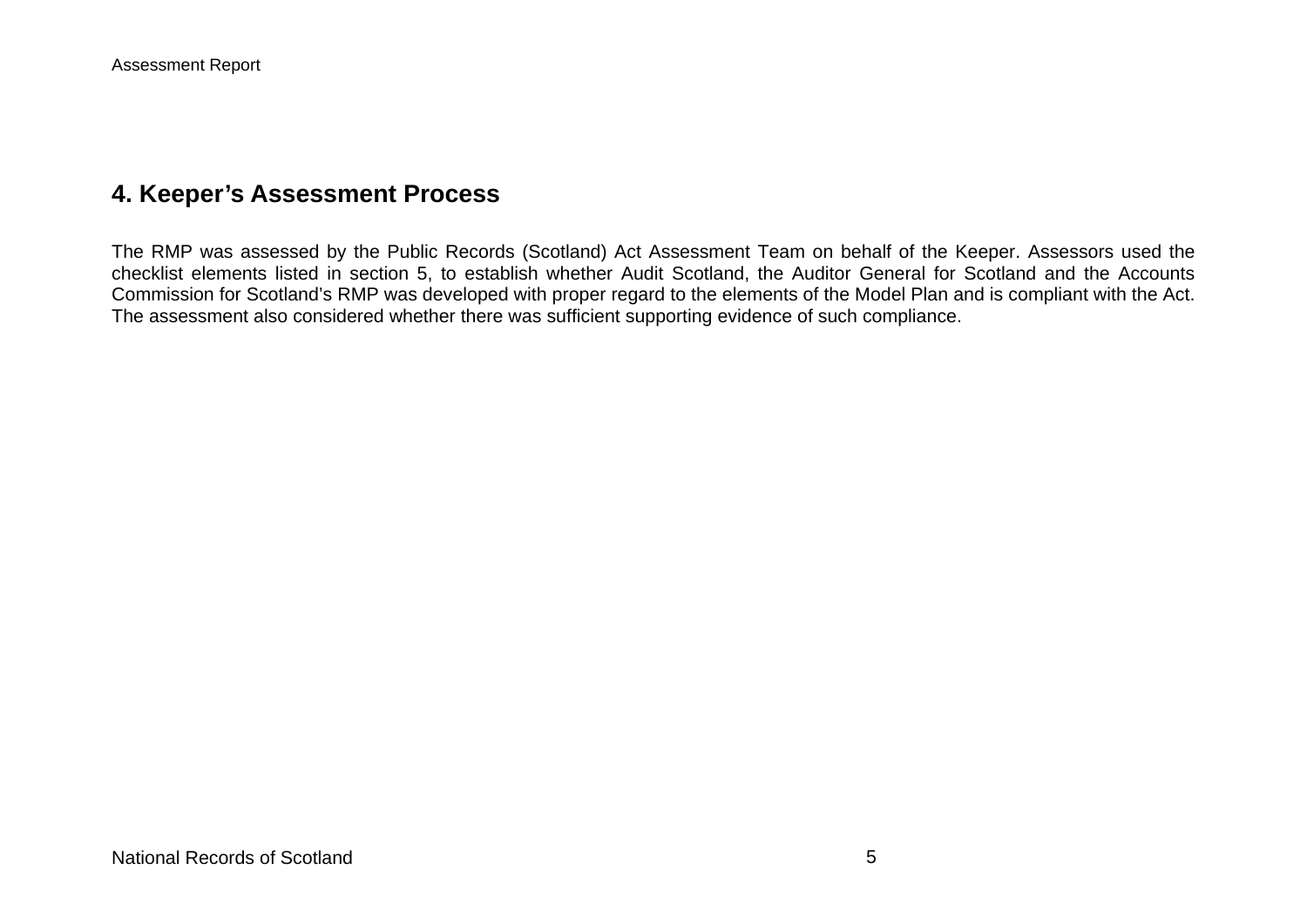## 4. Keeper's Assessment Process

The RMP was assessed by the Public Records (Scotland) Act Assessment Team on behalf of the Keeper. Assessors used the checklist elements listed in section 5, to establish whether Audit Scotland, the Auditor General for Scotland and the Accounts Commission for Scotland's RMP was developed with proper regard to the elements of the Model Plan and is compliant with the Act. The assessment also considered whether there was sufficient supporting evidence of such compliance.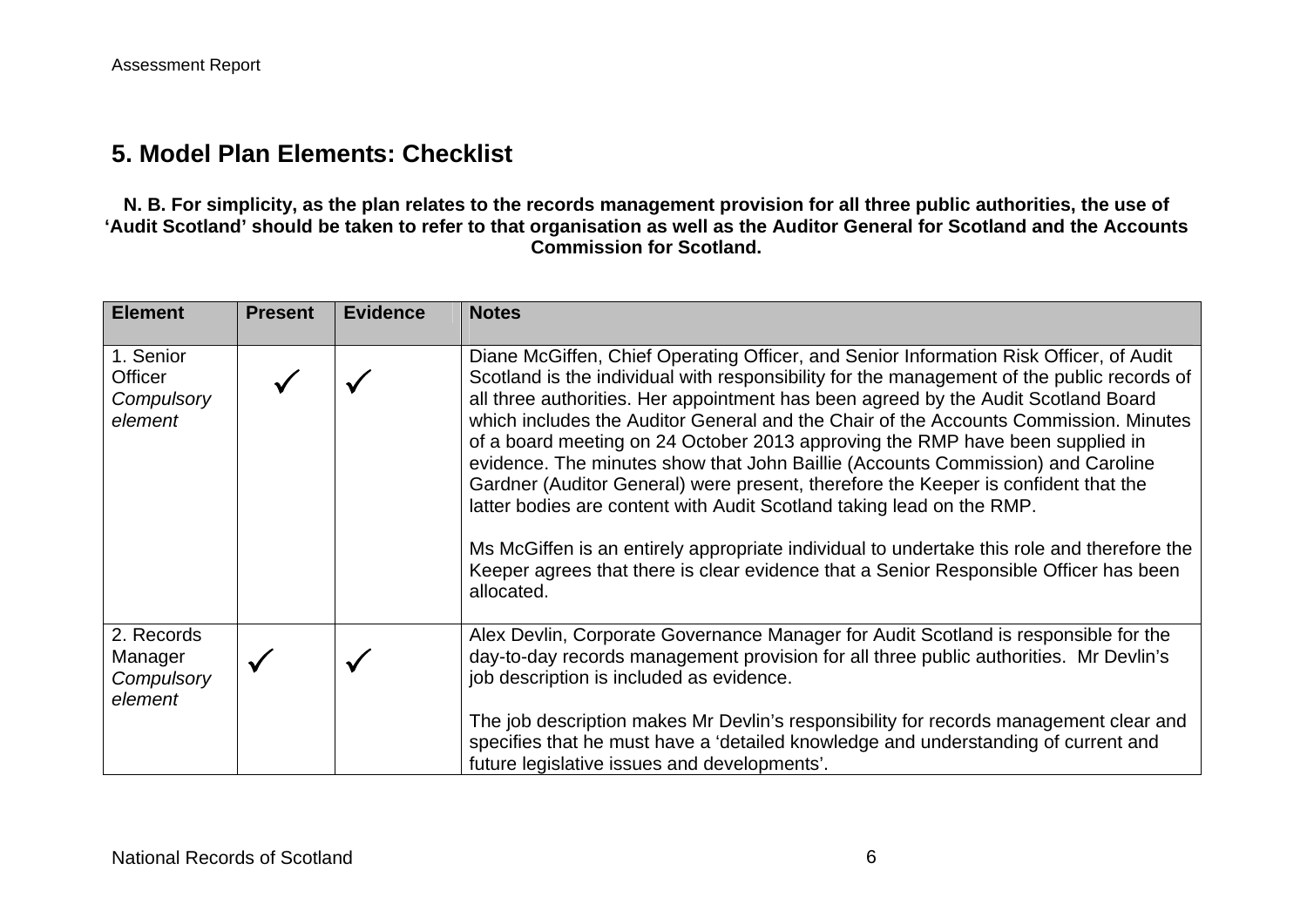## 5. Model Plan Elements: Checklist

**N. B. For simplicity, as the plan relates to the records management provision for all three public authorities, the use of 'Audit Scotland' should be taken to refer to that organisation as well as the Auditor General for Scotland and the Accounts Commission for Scotland.**

| Element | Present | Evidence | Notes |
|---|---|---|---|
| 1. Senior Officer *Compulsory element* | ✓ | ✓ | Diane McGiffen, Chief Operating Officer, and Senior Information Risk Officer, of Audit Scotland is the individual with responsibility for the management of the public records of all three authorities. Her appointment has been agreed by the Audit Scotland Board which includes the Auditor General and the Chair of the Accounts Commission. Minutes of a board meeting on 24 October 2013 approving the RMP have been supplied in evidence. The minutes show that John Baillie (Accounts Commission) and Caroline Gardner (Auditor General) were present, therefore the Keeper is confident that the latter bodies are content with Audit Scotland taking lead on the RMP.<br><br>Ms McGiffen is an entirely appropriate individual to undertake this role and therefore the Keeper agrees that there is clear evidence that a Senior Responsible Officer has been allocated. |
| 2. Records Manager *Compulsory element* | ✓ | ✓ | Alex Devlin, Corporate Governance Manager for Audit Scotland is responsible for the day-to-day records management provision for all three public authorities. Mr Devlin's job description is included as evidence.<br><br>The job description makes Mr Devlin's responsibility for records management clear and specifies that he must have a 'detailed knowledge and understanding of current and future legislative issues and developments'. |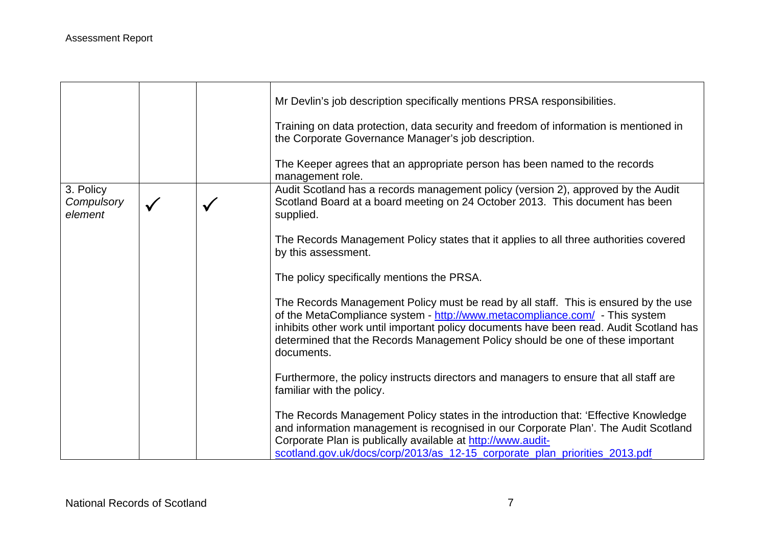| | | | |
|---|---|---|---|
| | | | Mr Devlin's job description specifically mentions PRSA responsibilities.<br><br>Training on data protection, data security and freedom of information is mentioned in the Corporate Governance Manager's job description.<br><br>The Keeper agrees that an appropriate person has been named to the records management role. |
| 3. Policy<br>*Compulsory element* | ✓ | ✓ | Audit Scotland has a records management policy (version 2), approved by the Audit Scotland Board at a board meeting on 24 October 2013. This document has been supplied.<br><br>The Records Management Policy states that it applies to all three authorities covered by this assessment.<br><br>The policy specifically mentions the PRSA.<br><br>The Records Management Policy must be read by all staff. This is ensured by the use of the MetaCompliance system - http://www.metacompliance.com/ - This system inhibits other work until important policy documents have been read. Audit Scotland has determined that the Records Management Policy should be one of these important documents.<br><br>Furthermore, the policy instructs directors and managers to ensure that all staff are familiar with the policy.<br><br>The Records Management Policy states in the introduction that: 'Effective Knowledge and information management is recognised in our Corporate Plan'. The Audit Scotland Corporate Plan is publically available at http://www.audit-scotland.gov.uk/docs/corp/2013/as_12-15_corporate_plan_priorities_2013.pdf |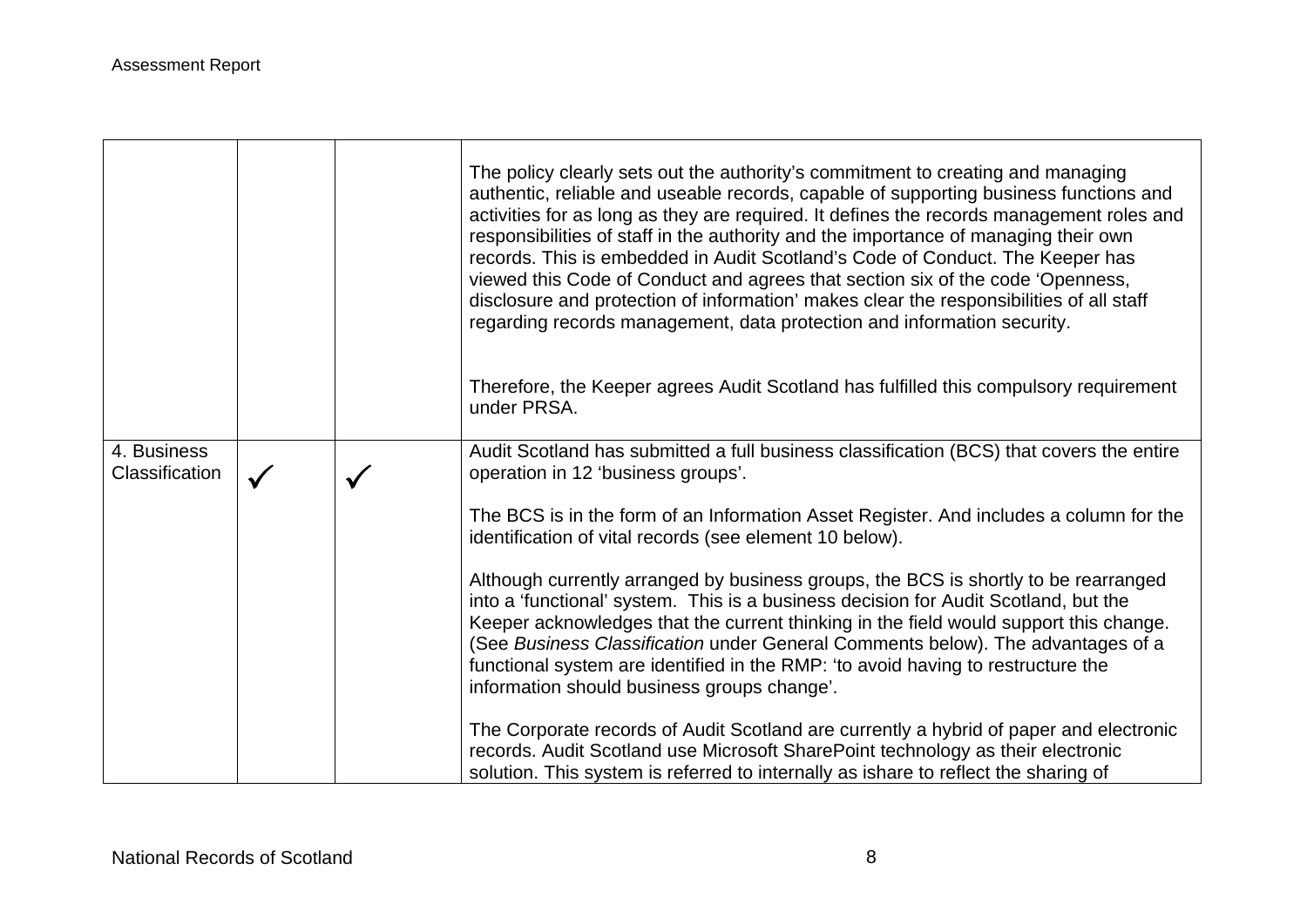| | | | |
|---|---|---|---|
| | | | The policy clearly sets out the authority's commitment to creating and managing authentic, reliable and useable records, capable of supporting business functions and activities for as long as they are required. It defines the records management roles and responsibilities of staff in the authority and the importance of managing their own records. This is embedded in Audit Scotland's Code of Conduct. The Keeper has viewed this Code of Conduct and agrees that section six of the code 'Openness, disclosure and protection of information' makes clear the responsibilities of all staff regarding records management, data protection and information security.<br><br>Therefore, the Keeper agrees Audit Scotland has fulfilled this compulsory requirement under PRSA. |
| 4. Business Classification | ✓ | ✓ | Audit Scotland has submitted a full business classification (BCS) that covers the entire operation in 12 'business groups'.<br><br>The BCS is in the form of an Information Asset Register. And includes a column for the identification of vital records (see element 10 below).<br><br>Although currently arranged by business groups, the BCS is shortly to be rearranged into a 'functional' system. This is a business decision for Audit Scotland, but the Keeper acknowledges that the current thinking in the field would support this change. (See *Business Classification* under General Comments below). The advantages of a functional system are identified in the RMP: 'to avoid having to restructure the information should business groups change'.<br><br>The Corporate records of Audit Scotland are currently a hybrid of paper and electronic records. Audit Scotland use Microsoft SharePoint technology as their electronic solution. This system is referred to internally as ishare to reflect the sharing of |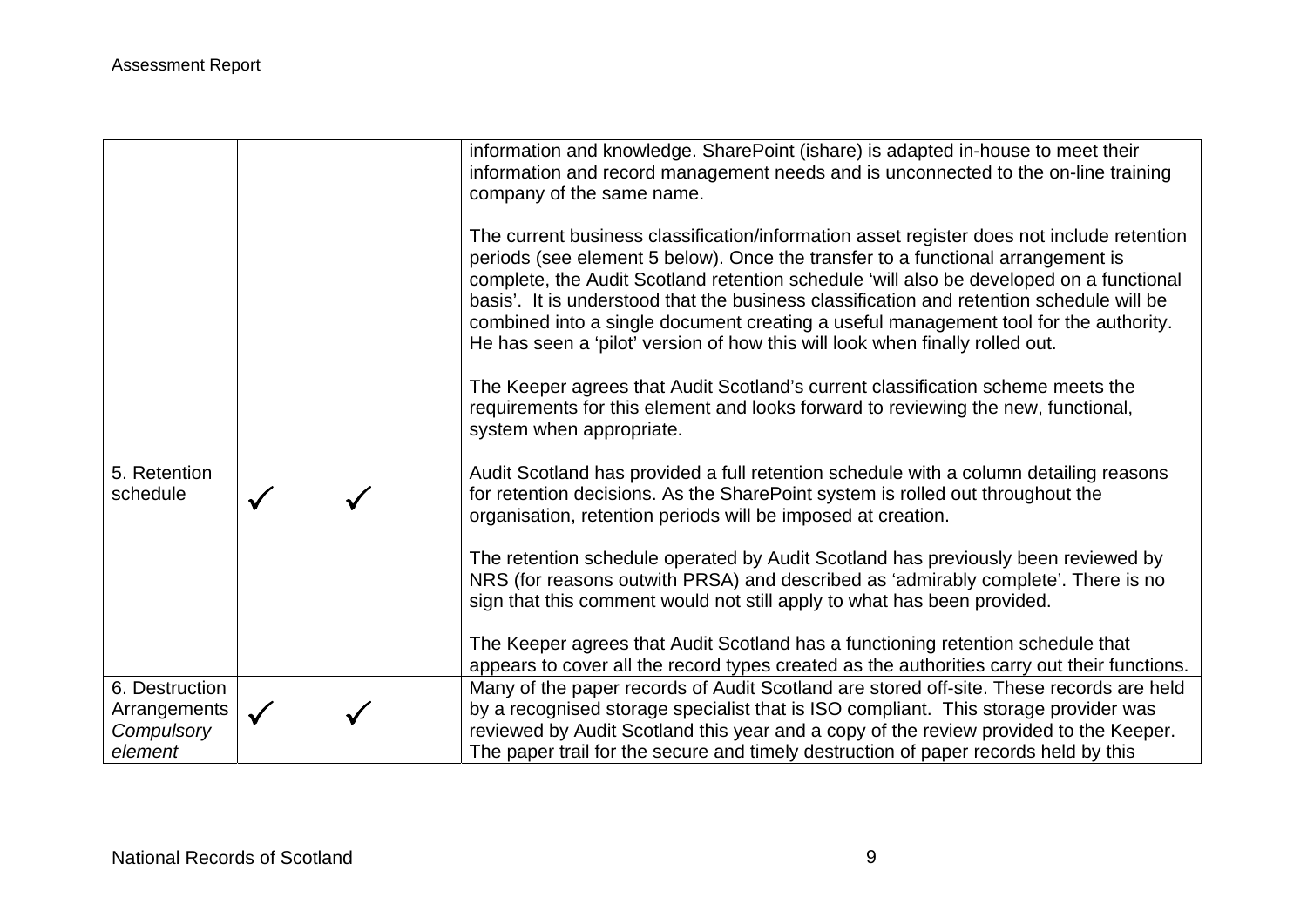| | | | |
|---|---|---|---|
| | | | information and knowledge. SharePoint (ishare) is adapted in-house to meet their information and record management needs and is unconnected to the on-line training company of the same name.<br><br>The current business classification/information asset register does not include retention periods (see element 5 below). Once the transfer to a functional arrangement is complete, the Audit Scotland retention schedule 'will also be developed on a functional basis'. It is understood that the business classification and retention schedule will be combined into a single document creating a useful management tool for the authority. He has seen a 'pilot' version of how this will look when finally rolled out.<br><br>The Keeper agrees that Audit Scotland's current classification scheme meets the requirements for this element and looks forward to reviewing the new, functional, system when appropriate. |
| 5. Retention schedule | ✓ | ✓ | Audit Scotland has provided a full retention schedule with a column detailing reasons for retention decisions. As the SharePoint system is rolled out throughout the organisation, retention periods will be imposed at creation.<br><br>The retention schedule operated by Audit Scotland has previously been reviewed by NRS (for reasons outwith PRSA) and described as 'admirably complete'. There is no sign that this comment would not still apply to what has been provided.<br><br>The Keeper agrees that Audit Scotland has a functioning retention schedule that appears to cover all the record types created as the authorities carry out their functions. |
| 6. Destruction Arrangements *Compulsory element* | ✓ | ✓ | Many of the paper records of Audit Scotland are stored off-site. These records are held by a recognised storage specialist that is ISO compliant. This storage provider was reviewed by Audit Scotland this year and a copy of the review provided to the Keeper. The paper trail for the secure and timely destruction of paper records held by this |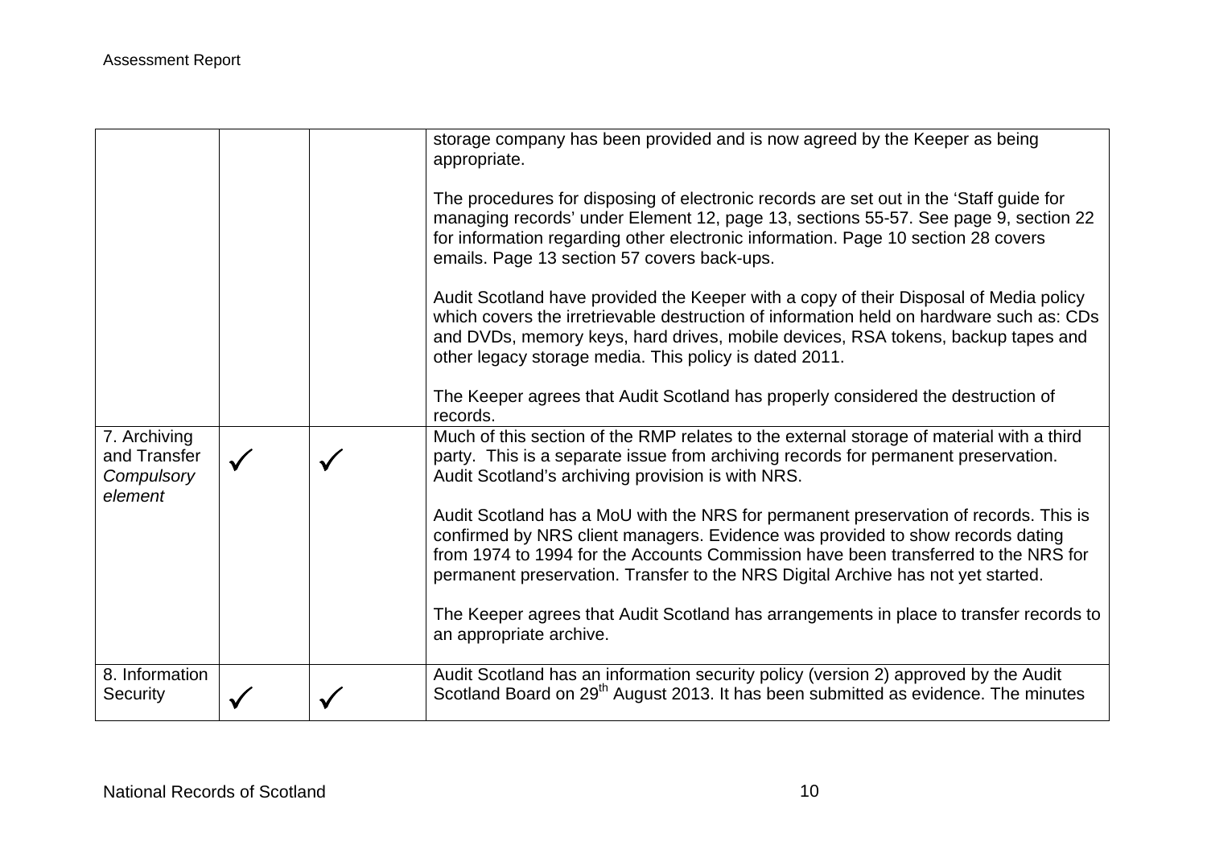| | | | |
|---|---|---|---|
| | | | storage company has been provided and is now agreed by the Keeper as being appropriate.<br><br>The procedures for disposing of electronic records are set out in the 'Staff guide for managing records' under Element 12, page 13, sections 55-57. See page 9, section 22 for information regarding other electronic information. Page 10 section 28 covers emails. Page 13 section 57 covers back-ups.<br><br>Audit Scotland have provided the Keeper with a copy of their Disposal of Media policy which covers the irretrievable destruction of information held on hardware such as: CDs and DVDs, memory keys, hard drives, mobile devices, RSA tokens, backup tapes and other legacy storage media. This policy is dated 2011.<br><br>The Keeper agrees that Audit Scotland has properly considered the destruction of records. |
| 7. Archiving and Transfer *Compulsory element* | ✓ | ✓ | Much of this section of the RMP relates to the external storage of material with a third party. This is a separate issue from archiving records for permanent preservation. Audit Scotland's archiving provision is with NRS.<br><br>Audit Scotland has a MoU with the NRS for permanent preservation of records. This is confirmed by NRS client managers. Evidence was provided to show records dating from 1974 to 1994 for the Accounts Commission have been transferred to the NRS for permanent preservation. Transfer to the NRS Digital Archive has not yet started.<br><br>The Keeper agrees that Audit Scotland has arrangements in place to transfer records to an appropriate archive. |
| 8. Information Security | ✓ | ✓ | Audit Scotland has an information security policy (version 2) approved by the Audit Scotland Board on 29th August 2013. It has been submitted as evidence. The minutes |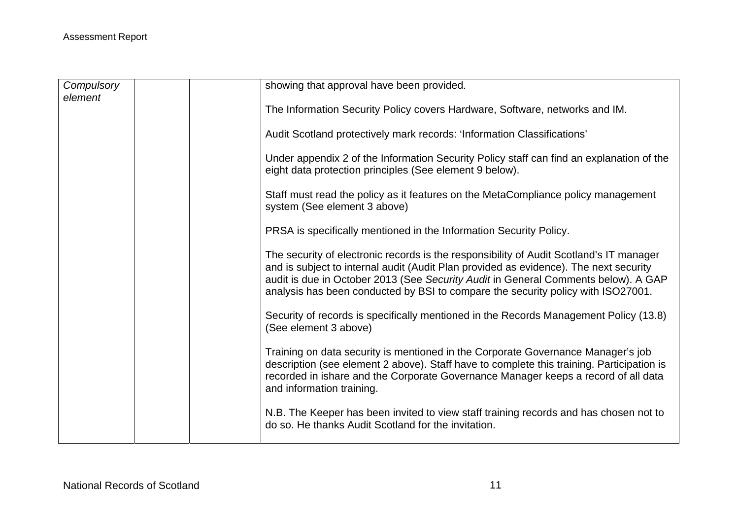| | | | |
|---|---|---|---|
| *Compulsory element* | | | showing that approval have been provided.<br><br>The Information Security Policy covers Hardware, Software, networks and IM.<br><br>Audit Scotland protectively mark records: 'Information Classifications'<br><br>Under appendix 2 of the Information Security Policy staff can find an explanation of the eight data protection principles (See element 9 below).<br><br>Staff must read the policy as it features on the MetaCompliance policy management system (See element 3 above)<br><br>PRSA is specifically mentioned in the Information Security Policy.<br><br>The security of electronic records is the responsibility of Audit Scotland's IT manager and is subject to internal audit (Audit Plan provided as evidence). The next security audit is due in October 2013 (See *Security Audit* in General Comments below). A GAP analysis has been conducted by BSI to compare the security policy with ISO27001.<br><br>Security of records is specifically mentioned in the Records Management Policy (13.8) (See element 3 above)<br><br>Training on data security is mentioned in the Corporate Governance Manager's job description (see element 2 above). Staff have to complete this training. Participation is recorded in ishare and the Corporate Governance Manager keeps a record of all data and information training.<br><br>N.B. The Keeper has been invited to view staff training records and has chosen not to do so. He thanks Audit Scotland for the invitation. |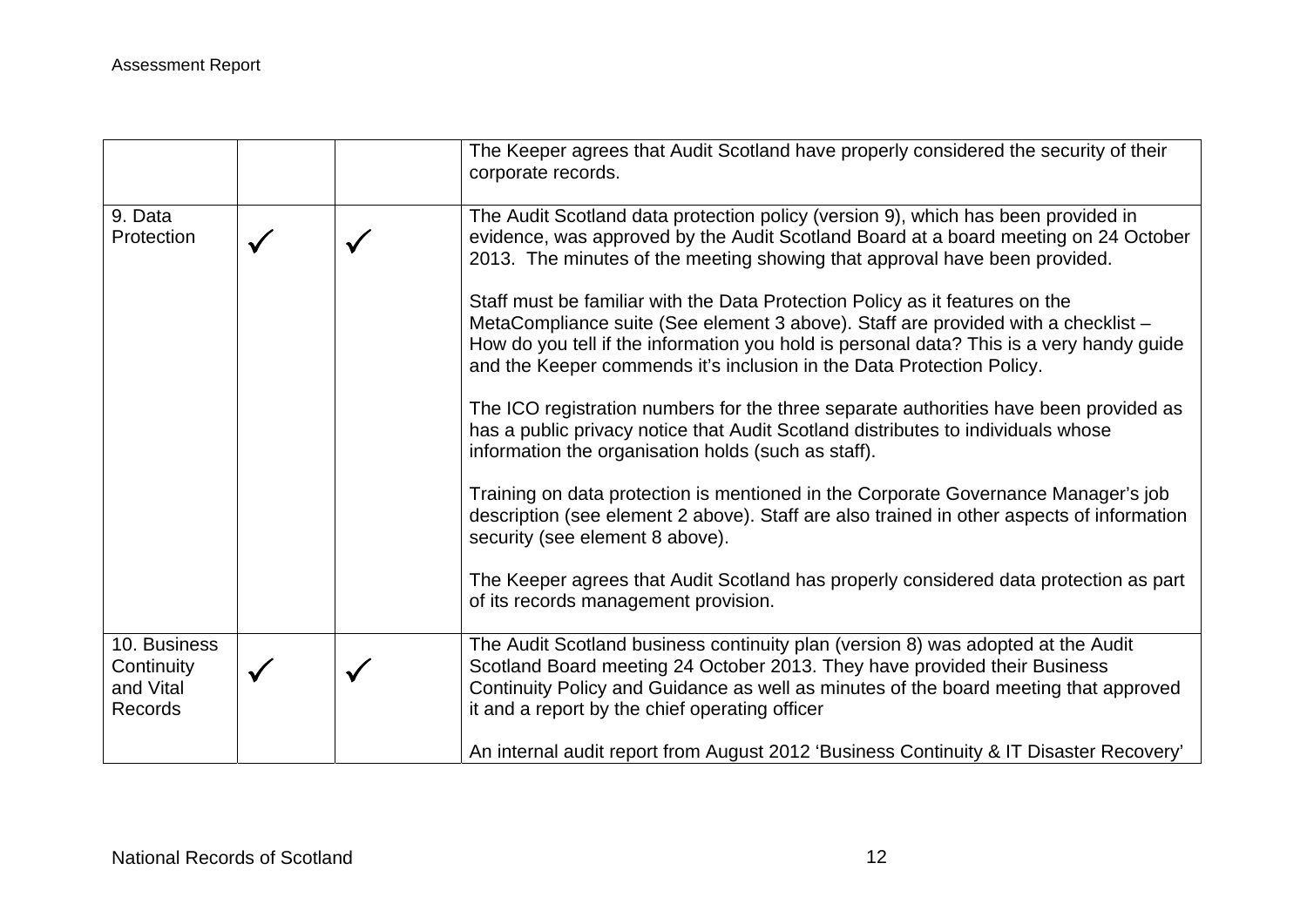| | | | |
|---|---|---|---|
| | | | The Keeper agrees that Audit Scotland have properly considered the security of their corporate records. |
| 9. Data Protection | ✓ | ✓ | The Audit Scotland data protection policy (version 9), which has been provided in evidence, was approved by the Audit Scotland Board at a board meeting on 24 October 2013. The minutes of the meeting showing that approval have been provided.<br><br>Staff must be familiar with the Data Protection Policy as it features on the MetaCompliance suite (See element 3 above). Staff are provided with a checklist – How do you tell if the information you hold is personal data? This is a very handy guide and the Keeper commends it's inclusion in the Data Protection Policy.<br><br>The ICO registration numbers for the three separate authorities have been provided as has a public privacy notice that Audit Scotland distributes to individuals whose information the organisation holds (such as staff).<br><br>Training on data protection is mentioned in the Corporate Governance Manager's job description (see element 2 above). Staff are also trained in other aspects of information security (see element 8 above).<br><br>The Keeper agrees that Audit Scotland has properly considered data protection as part of its records management provision. |
| 10. Business Continuity and Vital Records | ✓ | ✓ | The Audit Scotland business continuity plan (version 8) was adopted at the Audit Scotland Board meeting 24 October 2013. They have provided their Business Continuity Policy and Guidance as well as minutes of the board meeting that approved it and a report by the chief operating officer<br><br>An internal audit report from August 2012 'Business Continuity & IT Disaster Recovery' |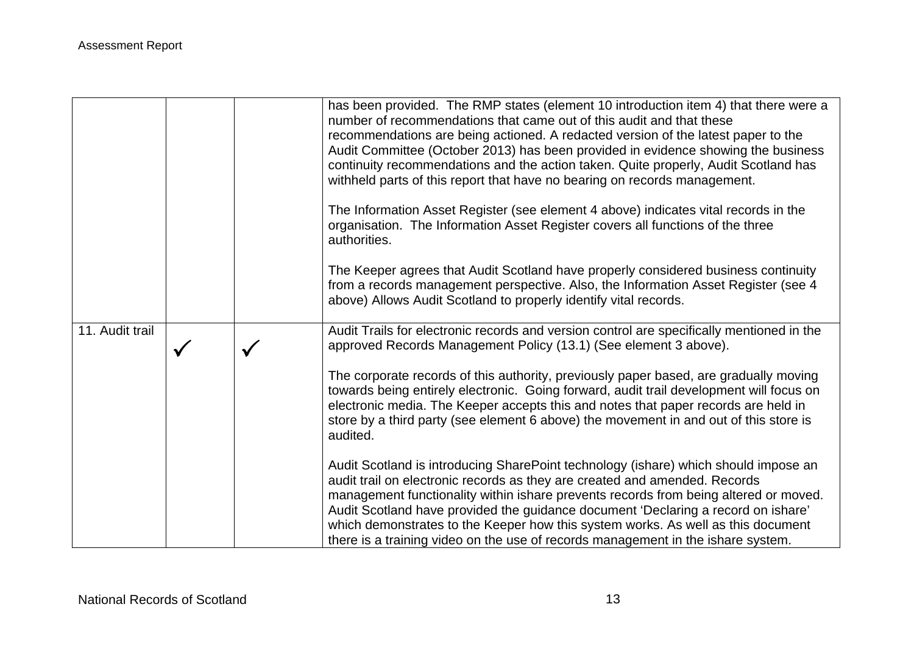| | | | |
|---|---|---|---|
| | | | has been provided. The RMP states (element 10 introduction item 4) that there were a number of recommendations that came out of this audit and that these recommendations are being actioned. A redacted version of the latest paper to the Audit Committee (October 2013) has been provided in evidence showing the business continuity recommendations and the action taken. Quite properly, Audit Scotland has withheld parts of this report that have no bearing on records management.<br><br>The Information Asset Register (see element 4 above) indicates vital records in the organisation. The Information Asset Register covers all functions of the three authorities.<br><br>The Keeper agrees that Audit Scotland have properly considered business continuity from a records management perspective. Also, the Information Asset Register (see 4 above) Allows Audit Scotland to properly identify vital records. |
| 11. Audit trail | ✓ | ✓ | Audit Trails for electronic records and version control are specifically mentioned in the approved Records Management Policy (13.1) (See element 3 above).<br><br>The corporate records of this authority, previously paper based, are gradually moving towards being entirely electronic. Going forward, audit trail development will focus on electronic media. The Keeper accepts this and notes that paper records are held in store by a third party (see element 6 above) the movement in and out of this store is audited.<br><br>Audit Scotland is introducing SharePoint technology (ishare) which should impose an audit trail on electronic records as they are created and amended. Records management functionality within ishare prevents records from being altered or moved. Audit Scotland have provided the guidance document 'Declaring a record on ishare' which demonstrates to the Keeper how this system works. As well as this document there is a training video on the use of records management in the ishare system. |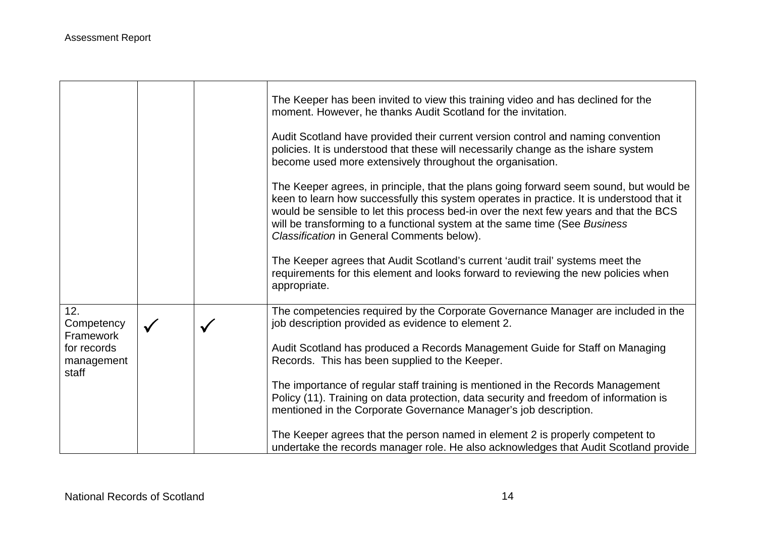| | | | |
|---|---|---|---|
| | | | The Keeper has been invited to view this training video and has declined for the moment. However, he thanks Audit Scotland for the invitation.<br><br>Audit Scotland have provided their current version control and naming convention policies. It is understood that these will necessarily change as the ishare system become used more extensively throughout the organisation.<br><br>The Keeper agrees, in principle, that the plans going forward seem sound, but would be keen to learn how successfully this system operates in practice. It is understood that it would be sensible to let this process bed-in over the next few years and that the BCS will be transforming to a functional system at the same time (See *Business Classification* in General Comments below).<br><br>The Keeper agrees that Audit Scotland's current 'audit trail' systems meet the requirements for this element and looks forward to reviewing the new policies when appropriate. |
| 12. Competency Framework for records management staff | ✓ | ✓ | The competencies required by the Corporate Governance Manager are included in the job description provided as evidence to element 2.<br><br>Audit Scotland has produced a Records Management Guide for Staff on Managing Records. This has been supplied to the Keeper.<br><br>The importance of regular staff training is mentioned in the Records Management Policy (11). Training on data protection, data security and freedom of information is mentioned in the Corporate Governance Manager's job description.<br><br>The Keeper agrees that the person named in element 2 is properly competent to undertake the records manager role. He also acknowledges that Audit Scotland provide |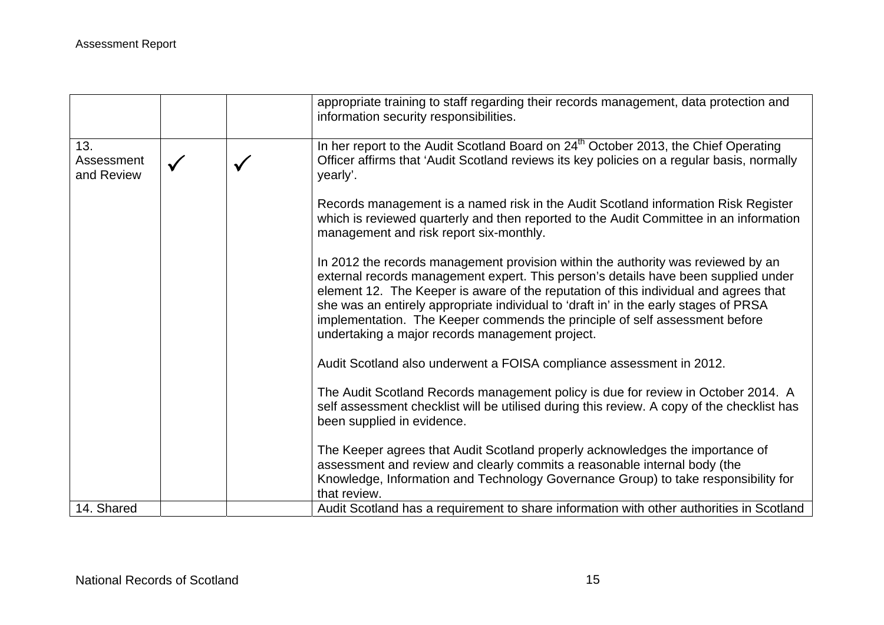| | | | |
|---|---|---|---|
| | | | appropriate training to staff regarding their records management, data protection and information security responsibilities. |
| 13. Assessment and Review | ✓ | ✓ | In her report to the Audit Scotland Board on 24th October 2013, the Chief Operating Officer affirms that 'Audit Scotland reviews its key policies on a regular basis, normally yearly'.<br><br>Records management is a named risk in the Audit Scotland information Risk Register which is reviewed quarterly and then reported to the Audit Committee in an information management and risk report six-monthly.<br><br>In 2012 the records management provision within the authority was reviewed by an external records management expert. This person's details have been supplied under element 12. The Keeper is aware of the reputation of this individual and agrees that she was an entirely appropriate individual to 'draft in' in the early stages of PRSA implementation. The Keeper commends the principle of self assessment before undertaking a major records management project.<br><br>Audit Scotland also underwent a FOISA compliance assessment in 2012.<br><br>The Audit Scotland Records management policy is due for review in October 2014. A self assessment checklist will be utilised during this review. A copy of the checklist has been supplied in evidence.<br><br>The Keeper agrees that Audit Scotland properly acknowledges the importance of assessment and review and clearly commits a reasonable internal body (the Knowledge, Information and Technology Governance Group) to take responsibility for that review. |
| 14. Shared | | | Audit Scotland has a requirement to share information with other authorities in Scotland |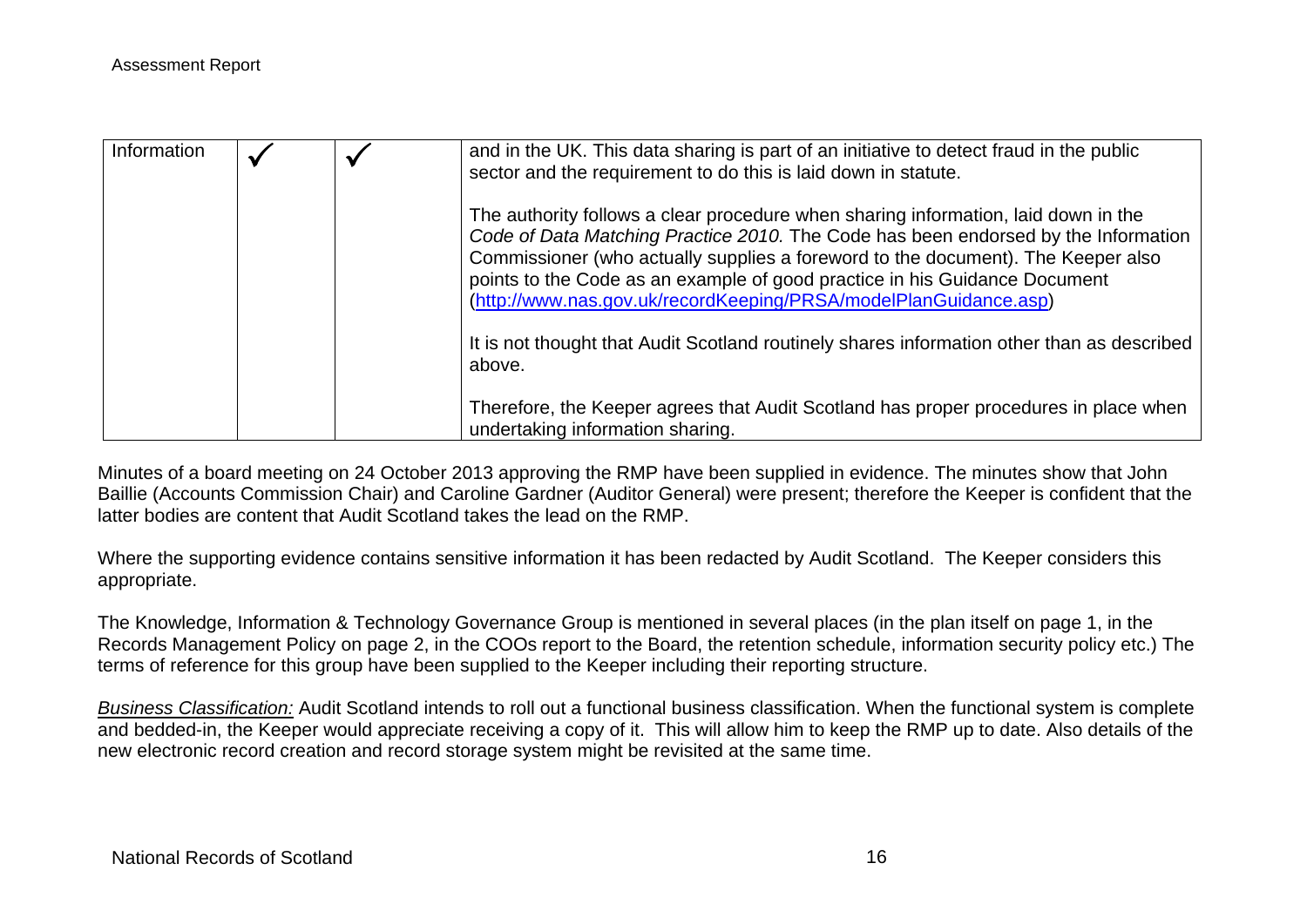| | | | |
|---|---|---|---|
| Information | ✓ | ✓ | and in the UK. This data sharing is part of an initiative to detect fraud in the public sector and the requirement to do this is laid down in statute.<br><br>The authority follows a clear procedure when sharing information, laid down in the *Code of Data Matching Practice 2010.* The Code has been endorsed by the Information Commissioner (who actually supplies a foreword to the document). The Keeper also points to the Code as an example of good practice in his Guidance Document ([http://www.nas.gov.uk/recordKeeping/PRSA/modelPlanGuidance.asp](http://www.nas.gov.uk/recordKeeping/PRSA/modelPlanGuidance.asp))<br><br>It is not thought that Audit Scotland routinely shares information other than as described above.<br><br>Therefore, the Keeper agrees that Audit Scotland has proper procedures in place when undertaking information sharing. |

Minutes of a board meeting on 24 October 2013 approving the RMP have been supplied in evidence. The minutes show that John Baillie (Accounts Commission Chair) and Caroline Gardner (Auditor General) were present; therefore the Keeper is confident that the latter bodies are content that Audit Scotland takes the lead on the RMP.

Where the supporting evidence contains sensitive information it has been redacted by Audit Scotland. The Keeper considers this appropriate.

The Knowledge, Information & Technology Governance Group is mentioned in several places (in the plan itself on page 1, in the Records Management Policy on page 2, in the COOs report to the Board, the retention schedule, information security policy etc.) The terms of reference for this group have been supplied to the Keeper including their reporting structure.

*Business Classification:* Audit Scotland intends to roll out a functional business classification. When the functional system is complete and bedded-in, the Keeper would appreciate receiving a copy of it. This will allow him to keep the RMP up to date. Also details of the new electronic record creation and record storage system might be revisited at the same time.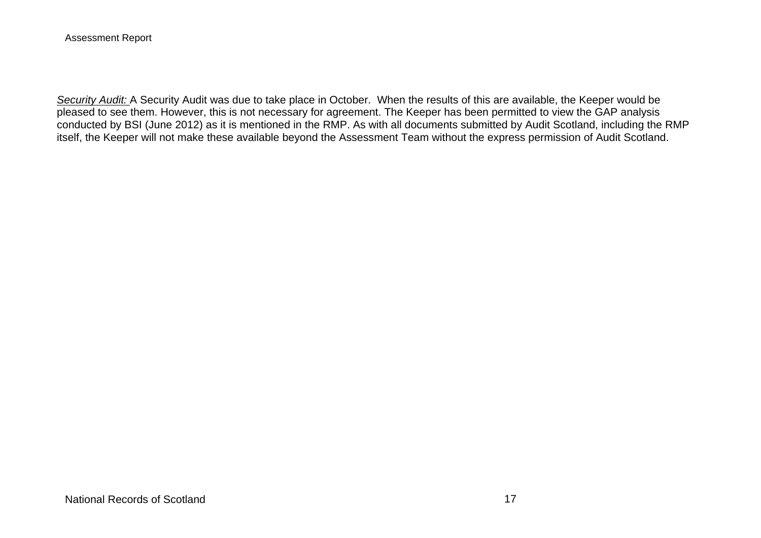*<u>Security Audit:</u>* A Security Audit was due to take place in October.  When the results of this are available, the Keeper would be pleased to see them. However, this is not necessary for agreement. The Keeper has been permitted to view the GAP analysis conducted by BSI (June 2012) as it is mentioned in the RMP. As with all documents submitted by Audit Scotland, including the RMP itself, the Keeper will not make these available beyond the Assessment Team without the express permission of Audit Scotland.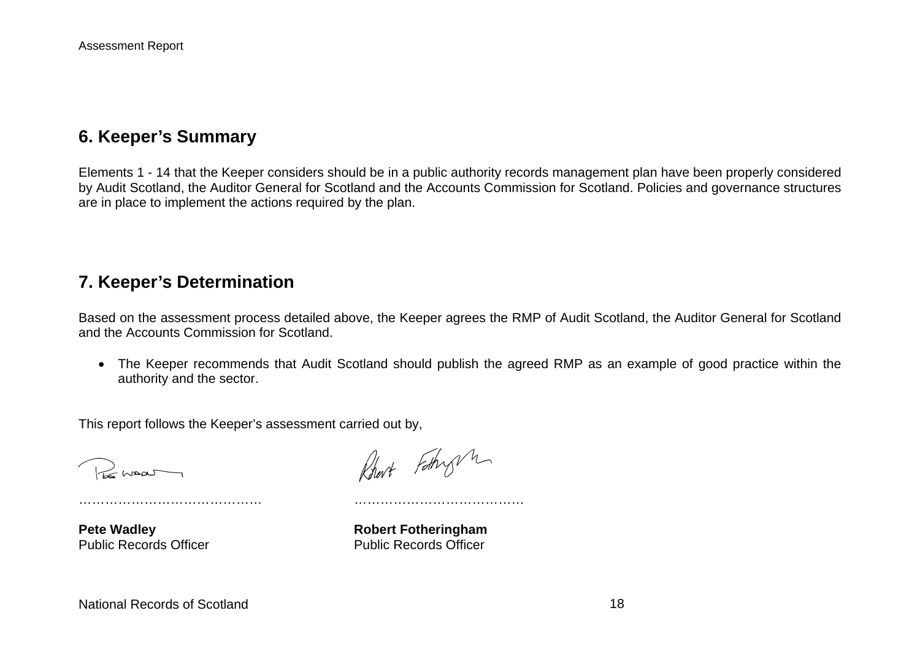## 6. Keeper's Summary

Elements 1 - 14 that the Keeper considers should be in a public authority records management plan have been properly considered by Audit Scotland, the Auditor General for Scotland and the Accounts Commission for Scotland. Policies and governance structures are in place to implement the actions required by the plan.

## 7. Keeper's Determination

Based on the assessment process detailed above, the Keeper agrees the RMP of Audit Scotland, the Auditor General for Scotland and the Accounts Commission for Scotland.

- The Keeper recommends that Audit Scotland should publish the agreed RMP as an example of good practice within the authority and the sector.

This report follows the Keeper's assessment carried out by,

…………………………………… ……………………………………

**Pete Wadley**
Public Records Officer

**Robert Fotheringham**
Public Records Officer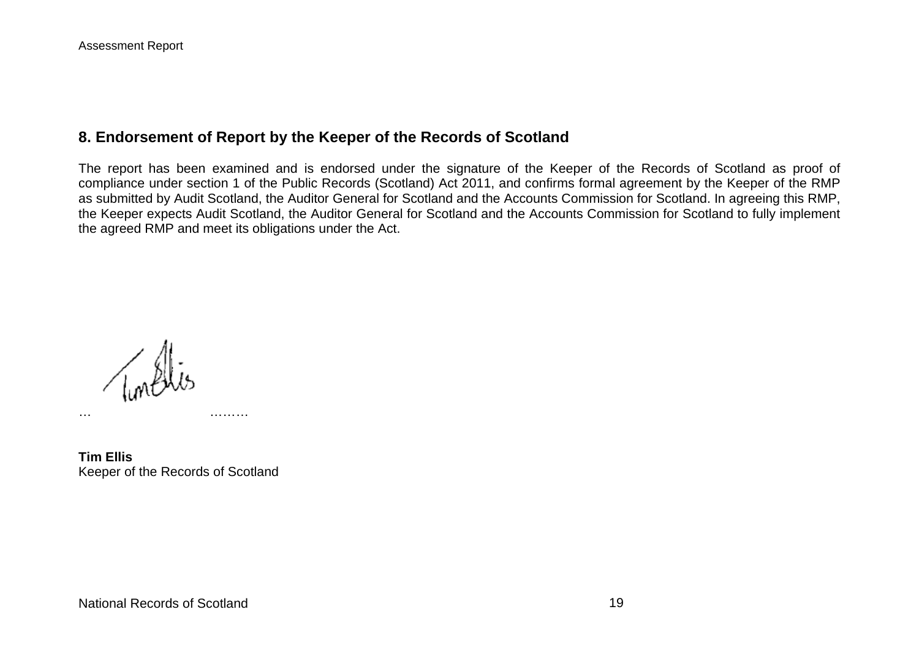## 8. Endorsement of Report by the Keeper of the Records of Scotland

The report has been examined and is endorsed under the signature of the Keeper of the Records of Scotland as proof of compliance under section 1 of the Public Records (Scotland) Act 2011, and confirms formal agreement by the Keeper of the RMP as submitted by Audit Scotland, the Auditor General for Scotland and the Accounts Commission for Scotland. In agreeing this RMP, the Keeper expects Audit Scotland, the Auditor General for Scotland and the Accounts Commission for Scotland to fully implement the agreed RMP and meet its obligations under the Act.

… ………

**Tim Ellis**
Keeper of the Records of Scotland